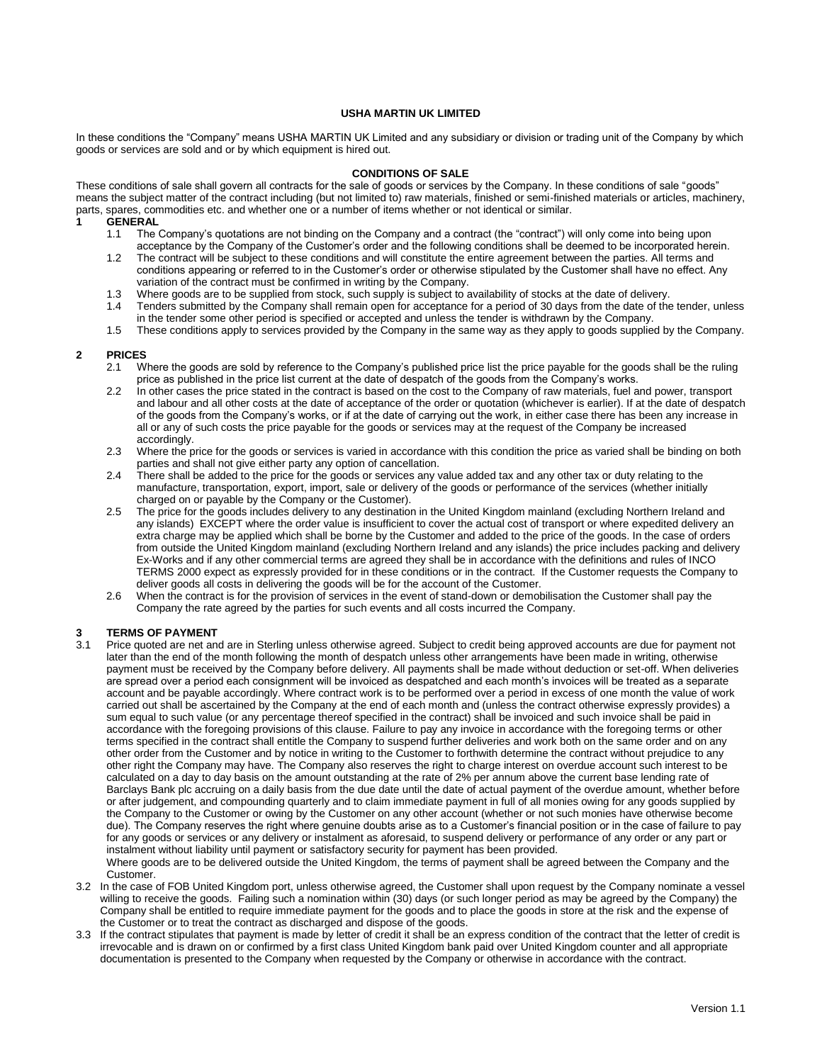**USHA MARTIN UK LIMITED**

In these conditions the "Company" means USHA MARTIN UK Limited and any subsidiary or division or trading unit of the Company by which goods or services are sold and or by which equipment is hired out.

**CONDITIONS OF SALE**

These conditions of sale shall govern all contracts for the sale of goods or services by the Company. In these conditions of sale "goods" means the subject matter of the contract including (but not limited to) raw materials, finished or semi-finished materials or articles, machinery, parts, spares, commodities etc. and whether one or a number of items whether or not identical or similar.

**1 GENERAL**

1.1 The Company's quotations are not binding on the Company and a contract (the "contract") will only come into being upon acceptance by the Company of the Customer's order and the following conditions shall be deemed to be incorporated herein.

1.2 The contract will be subject to these conditions and will constitute the entire agreement between the parties. All terms and conditions appearing or referred to in the Customer's order or otherwise stipulated by the Customer shall have no effect. Any variation of the contract must be confirmed in writing by the Company.

1.3 Where goods are to be supplied from stock, such supply is subject to availability of stocks at the date of delivery.

1.4 Tenders submitted by the Company shall remain open for acceptance for a period of 30 days from the date of the tender, unless in the tender some other period is specified or accepted and unless the tender is withdrawn by the Company.

1.5 These conditions apply to services provided by the Company in the same way as they apply to goods supplied by the Company.

**2 PRICES**

2.1 Where the goods are sold by reference to the Company's published price list the price payable for the goods shall be the ruling price as published in the price list current at the date of despatch of the goods from the Company's works.

2.2 In other cases the price stated in the contract is based on the cost to the Company of raw materials, fuel and power, transport and labour and all other costs at the date of acceptance of the order or quotation (whichever is earlier). If at the date of despatch of the goods from the Company's works, or if at the date of carrying out the work, in either case there has been any increase in all or any of such costs the price payable for the goods or services may at the request of the Company be increased accordingly.

2.3 Where the price for the goods or services is varied in accordance with this condition the price as varied shall be binding on both parties and shall not give either party any option of cancellation.

2.4 There shall be added to the price for the goods or services any value added tax and any other tax or duty relating to the manufacture, transportation, export, import, sale or delivery of the goods or performance of the services (whether initially charged on or payable by the Company or the Customer).

2.5 The price for the goods includes delivery to any destination in the United Kingdom mainland (excluding Northern Ireland and any islands) EXCEPT where the order value is insufficient to cover the actual cost of transport or where expedited delivery an extra charge may be applied which shall be borne by the Customer and added to the price of the goods. In the case of orders from outside the United Kingdom mainland (excluding Northern Ireland and any islands) the price includes packing and delivery Ex-Works and if any other commercial terms are agreed they shall be in accordance with the definitions and rules of INCO TERMS 2000 expect as expressly provided for in these conditions or in the contract. If the Customer requests the Company to deliver goods all costs in delivering the goods will be for the account of the Customer.

2.6 When the contract is for the provision of services in the event of stand-down or demobilisation the Customer shall pay the Company the rate agreed by the parties for such events and all costs incurred the Company.

**3 TERMS OF PAYMENT**

3.1 Price quoted are net and are in Sterling unless otherwise agreed. Subject to credit being approved accounts are due for payment not later than the end of the month following the month of despatch unless other arrangements have been made in writing, otherwise payment must be received by the Company before delivery. All payments shall be made without deduction or set-off. When deliveries are spread over a period each consignment will be invoiced as despatched and each month's invoices will be treated as a separate account and be payable accordingly. Where contract work is to be performed over a period in excess of one month the value of work carried out shall be ascertained by the Company at the end of each month and (unless the contract otherwise expressly provides) a sum equal to such value (or any percentage thereof specified in the contract) shall be invoiced and such invoice shall be paid in accordance with the foregoing provisions of this clause. Failure to pay any invoice in accordance with the foregoing terms or other terms specified in the contract shall entitle the Company to suspend further deliveries and work both on the same order and on any other order from the Customer and by notice in writing to the Customer to forthwith determine the contract without prejudice to any other right the Company may have. The Company also reserves the right to charge interest on overdue account such interest to be calculated on a day to day basis on the amount outstanding at the rate of 2% per annum above the current base lending rate of Barclays Bank plc accruing on a daily basis from the due date until the date of actual payment of the overdue amount, whether before or after judgement, and compounding quarterly and to claim immediate payment in full of all monies owing for any goods supplied by the Company to the Customer or owing by the Customer on any other account (whether or not such monies have otherwise become due). The Company reserves the right where genuine doubts arise as to a Customer's financial position or in the case of failure to pay for any goods or services or any delivery or instalment as aforesaid, to suspend delivery or performance of any order or any part or instalment without liability until payment or satisfactory security for payment has been provided.
Where goods are to be delivered outside the United Kingdom, the terms of payment shall be agreed between the Company and the Customer.

3.2 In the case of FOB United Kingdom port, unless otherwise agreed, the Customer shall upon request by the Company nominate a vessel willing to receive the goods. Failing such a nomination within (30) days (or such longer period as may be agreed by the Company) the Company shall be entitled to require immediate payment for the goods and to place the goods in store at the risk and the expense of the Customer or to treat the contract as discharged and dispose of the goods.

3.3 If the contract stipulates that payment is made by letter of credit it shall be an express condition of the contract that the letter of credit is irrevocable and is drawn on or confirmed by a first class United Kingdom bank paid over United Kingdom counter and all appropriate documentation is presented to the Company when requested by the Company or otherwise in accordance with the contract.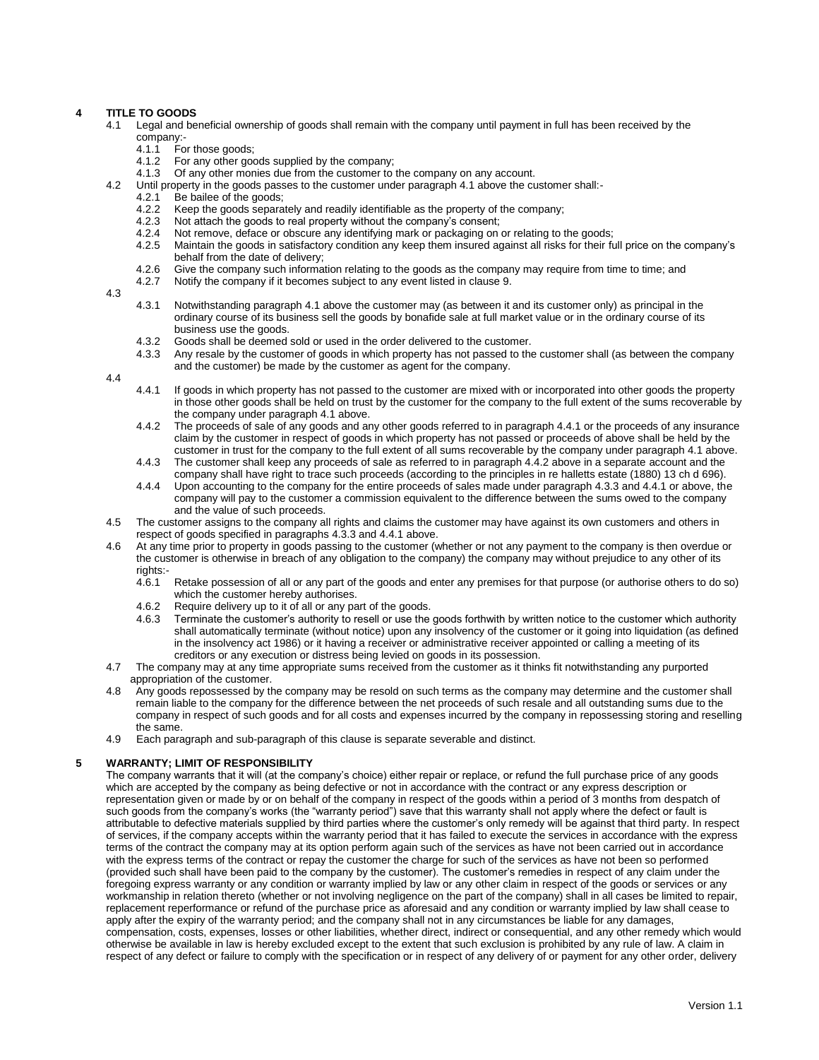## 4 TITLE TO GOODS

4.1 Legal and beneficial ownership of goods shall remain with the company until payment in full has been received by the company:-

- 4.1.1 For those goods;
- 4.1.2 For any other goods supplied by the company;
- 4.1.3 Of any other monies due from the customer to the company on any account.

4.2 Until property in the goods passes to the customer under paragraph 4.1 above the customer shall:-

- 4.2.1 Be bailee of the goods;
- 4.2.2 Keep the goods separately and readily identifiable as the property of the company;
- 4.2.3 Not attach the goods to real property without the company's consent;
- 4.2.4 Not remove, deface or obscure any identifying mark or packaging on or relating to the goods;
- 4.2.5 Maintain the goods in satisfactory condition any keep them insured against all risks for their full price on the company's behalf from the date of delivery;
- 4.2.6 Give the company such information relating to the goods as the company may require from time to time; and
- 4.2.7 Notify the company if it becomes subject to any event listed in clause 9.

4.3

- 4.3.1 Notwithstanding paragraph 4.1 above the customer may (as between it and its customer only) as principal in the ordinary course of its business sell the goods by bonafide sale at full market value or in the ordinary course of its business use the goods.
- 4.3.2 Goods shall be deemed sold or used in the order delivered to the customer.
- 4.3.3 Any resale by the customer of goods in which property has not passed to the customer shall (as between the company and the customer) be made by the customer as agent for the company.

4.4

- 4.4.1 If goods in which property has not passed to the customer are mixed with or incorporated into other goods the property in those other goods shall be held on trust by the customer for the company to the full extent of the sums recoverable by the company under paragraph 4.1 above.
- 4.4.2 The proceeds of sale of any goods and any other goods referred to in paragraph 4.4.1 or the proceeds of any insurance claim by the customer in respect of goods in which property has not passed or proceeds of above shall be held by the customer in trust for the company to the full extent of all sums recoverable by the company under paragraph 4.1 above.
- 4.4.3 The customer shall keep any proceeds of sale as referred to in paragraph 4.4.2 above in a separate account and the company shall have right to trace such proceeds (according to the principles in re halletts estate (1880) 13 ch d 696).
- 4.4.4 Upon accounting to the company for the entire proceeds of sales made under paragraph 4.3.3 and 4.4.1 or above, the company will pay to the customer a commission equivalent to the difference between the sums owed to the company and the value of such proceeds.

4.5 The customer assigns to the company all rights and claims the customer may have against its own customers and others in respect of goods specified in paragraphs 4.3.3 and 4.4.1 above.

4.6 At any time prior to property in goods passing to the customer (whether or not any payment to the company is then overdue or the customer is otherwise in breach of any obligation to the company) the company may without prejudice to any other of its rights:-

- 4.6.1 Retake possession of all or any part of the goods and enter any premises for that purpose (or authorise others to do so) which the customer hereby authorises.
- 4.6.2 Require delivery up to it of all or any part of the goods.
- 4.6.3 Terminate the customer's authority to resell or use the goods forthwith by written notice to the customer which authority shall automatically terminate (without notice) upon any insolvency of the customer or it going into liquidation (as defined in the insolvency act 1986) or it having a receiver or administrative receiver appointed or calling a meeting of its creditors or any execution or distress being levied on goods in its possession.

4.7 The company may at any time appropriate sums received from the customer as it thinks fit notwithstanding any purported appropriation of the customer.

4.8 Any goods repossessed by the company may be resold on such terms as the company may determine and the customer shall remain liable to the company for the difference between the net proceeds of such resale and all outstanding sums due to the company in respect of such goods and for all costs and expenses incurred by the company in repossessing storing and reselling the same.

4.9 Each paragraph and sub-paragraph of this clause is separate severable and distinct.

## 5 WARRANTY; LIMIT OF RESPONSIBILITY

The company warrants that it will (at the company's choice) either repair or replace, or refund the full purchase price of any goods which are accepted by the company as being defective or not in accordance with the contract or any express description or representation given or made by or on behalf of the company in respect of the goods within a period of 3 months from despatch of such goods from the company's works (the "warranty period") save that this warranty shall not apply where the defect or fault is attributable to defective materials supplied by third parties where the customer's only remedy will be against that third party. In respect of services, if the company accepts within the warranty period that it has failed to execute the services in accordance with the express terms of the contract the company may at its option perform again such of the services as have not been carried out in accordance with the express terms of the contract or repay the customer the charge for such of the services as have not been so performed (provided such shall have been paid to the company by the customer). The customer's remedies in respect of any claim under the foregoing express warranty or any condition or warranty implied by law or any other claim in respect of the goods or services or any workmanship in relation thereto (whether or not involving negligence on the part of the company) shall in all cases be limited to repair, replacement reperformance or refund of the purchase price as aforesaid and any condition or warranty implied by law shall cease to apply after the expiry of the warranty period; and the company shall not in any circumstances be liable for any damages, compensation, costs, expenses, losses or other liabilities, whether direct, indirect or consequential, and any other remedy which would otherwise be available in law is hereby excluded except to the extent that such exclusion is prohibited by any rule of law. A claim in respect of any defect or failure to comply with the specification or in respect of any delivery of or payment for any other order, delivery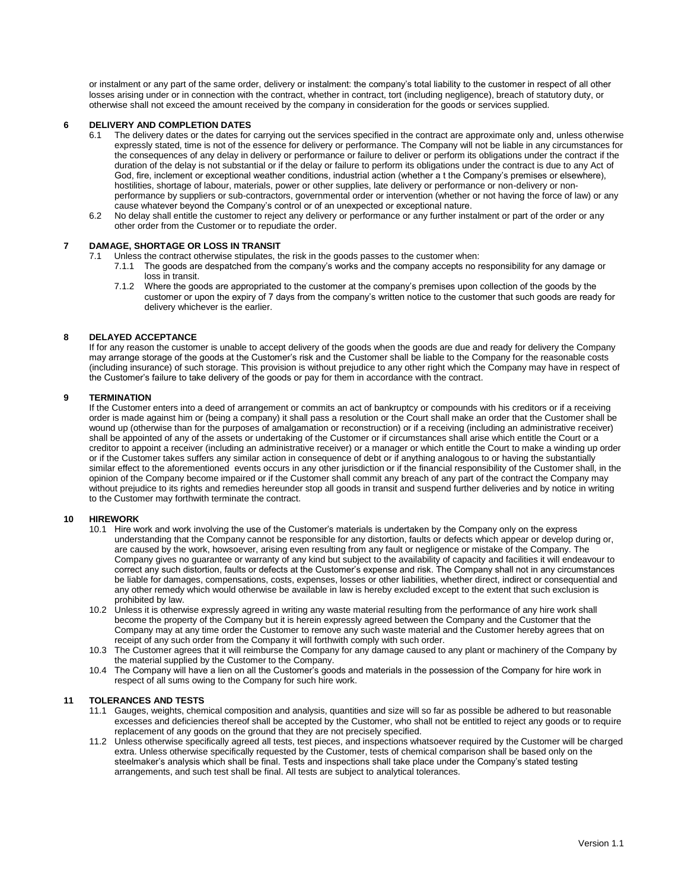or instalment or any part of the same order, delivery or instalment: the company's total liability to the customer in respect of all other losses arising under or in connection with the contract, whether in contract, tort (including negligence), breach of statutory duty, or otherwise shall not exceed the amount received by the company in consideration for the goods or services supplied.

## 6 DELIVERY AND COMPLETION DATES

6.1 The delivery dates or the dates for carrying out the services specified in the contract are approximate only and, unless otherwise expressly stated, time is not of the essence for delivery or performance. The Company will not be liable in any circumstances for the consequences of any delay in delivery or performance or failure to deliver or perform its obligations under the contract if the duration of the delay is not substantial or if the delay or failure to perform its obligations under the contract is due to any Act of God, fire, inclement or exceptional weather conditions, industrial action (whether a t the Company's premises or elsewhere), hostilities, shortage of labour, materials, power or other supplies, late delivery or performance or non-delivery or non-performance by suppliers or sub-contractors, governmental order or intervention (whether or not having the force of law) or any cause whatever beyond the Company's control or of an unexpected or exceptional nature.

6.2 No delay shall entitle the customer to reject any delivery or performance or any further instalment or part of the order or any other order from the Customer or to repudiate the order.

## 7 DAMAGE, SHORTAGE OR LOSS IN TRANSIT

7.1 Unless the contract otherwise stipulates, the risk in the goods passes to the customer when:

7.1.1 The goods are despatched from the company's works and the company accepts no responsibility for any damage or loss in transit.

7.1.2 Where the goods are appropriated to the customer at the company's premises upon collection of the goods by the customer or upon the expiry of 7 days from the company's written notice to the customer that such goods are ready for delivery whichever is the earlier.

## 8 DELAYED ACCEPTANCE

If for any reason the customer is unable to accept delivery of the goods when the goods are due and ready for delivery the Company may arrange storage of the goods at the Customer's risk and the Customer shall be liable to the Company for the reasonable costs (including insurance) of such storage. This provision is without prejudice to any other right which the Company may have in respect of the Customer's failure to take delivery of the goods or pay for them in accordance with the contract.

## 9 TERMINATION

If the Customer enters into a deed of arrangement or commits an act of bankruptcy or compounds with his creditors or if a receiving order is made against him or (being a company) it shall pass a resolution or the Court shall make an order that the Customer shall be wound up (otherwise than for the purposes of amalgamation or reconstruction) or if a receiving (including an administrative receiver) shall be appointed of any of the assets or undertaking of the Customer or if circumstances shall arise which entitle the Court or a creditor to appoint a receiver (including an administrative receiver) or a manager or which entitle the Court to make a winding up order or if the Customer takes suffers any similar action in consequence of debt or if anything analogous to or having the substantially similar effect to the aforementioned events occurs in any other jurisdiction or if the financial responsibility of the Customer shall, in the opinion of the Company become impaired or if the Customer shall commit any breach of any part of the contract the Company may without prejudice to its rights and remedies hereunder stop all goods in transit and suspend further deliveries and by notice in writing to the Customer may forthwith terminate the contract.

## 10 HIREWORK

10.1 Hire work and work involving the use of the Customer's materials is undertaken by the Company only on the express understanding that the Company cannot be responsible for any distortion, faults or defects which appear or develop during or, are caused by the work, howsoever, arising even resulting from any fault or negligence or mistake of the Company. The Company gives no guarantee or warranty of any kind but subject to the availability of capacity and facilities it will endeavour to correct any such distortion, faults or defects at the Customer's expense and risk. The Company shall not in any circumstances be liable for damages, compensations, costs, expenses, losses or other liabilities, whether direct, indirect or consequential and any other remedy which would otherwise be available in law is hereby excluded except to the extent that such exclusion is prohibited by law.

10.2 Unless it is otherwise expressly agreed in writing any waste material resulting from the performance of any hire work shall become the property of the Company but it is herein expressly agreed between the Company and the Customer that the Company may at any time order the Customer to remove any such waste material and the Customer hereby agrees that on receipt of any such order from the Company it will forthwith comply with such order.

10.3 The Customer agrees that it will reimburse the Company for any damage caused to any plant or machinery of the Company by the material supplied by the Customer to the Company.

10.4 The Company will have a lien on all the Customer's goods and materials in the possession of the Company for hire work in respect of all sums owing to the Company for such hire work.

## 11 TOLERANCES AND TESTS

11.1 Gauges, weights, chemical composition and analysis, quantities and size will so far as possible be adhered to but reasonable excesses and deficiencies thereof shall be accepted by the Customer, who shall not be entitled to reject any goods or to require replacement of any goods on the ground that they are not precisely specified.

11.2 Unless otherwise specifically agreed all tests, test pieces, and inspections whatsoever required by the Customer will be charged extra. Unless otherwise specifically requested by the Customer, tests of chemical comparison shall be based only on the steelmaker's analysis which shall be final. Tests and inspections shall take place under the Company's stated testing arrangements, and such test shall be final. All tests are subject to analytical tolerances.

Version 1.1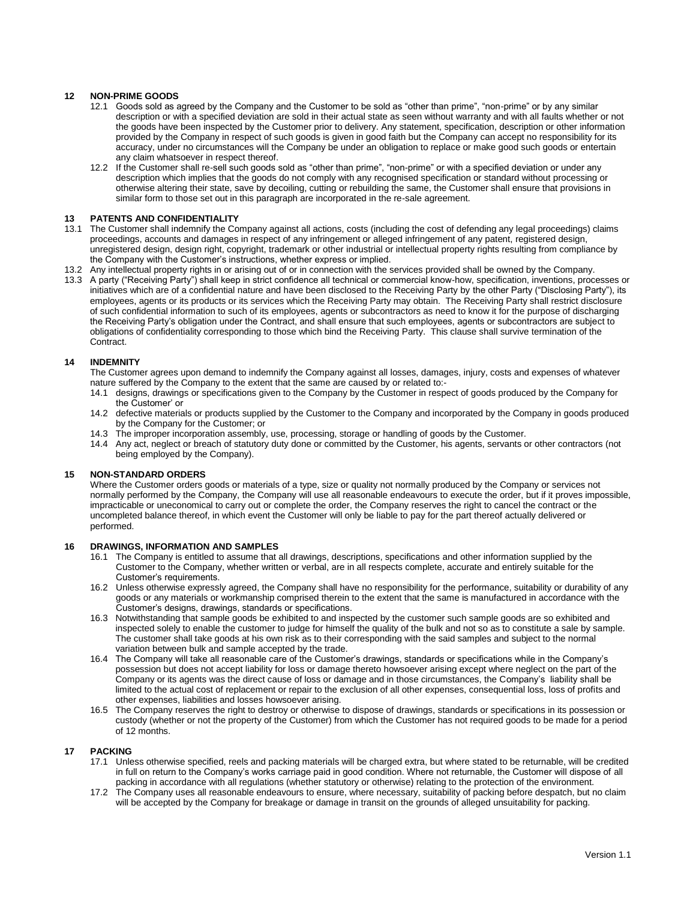## 12 NON-PRIME GOODS

12.1 Goods sold as agreed by the Company and the Customer to be sold as "other than prime", "non-prime" or by any similar description or with a specified deviation are sold in their actual state as seen without warranty and with all faults whether or not the goods have been inspected by the Customer prior to delivery. Any statement, specification, description or other information provided by the Company in respect of such goods is given in good faith but the Company can accept no responsibility for its accuracy, under no circumstances will the Company be under an obligation to replace or make good such goods or entertain any claim whatsoever in respect thereof.

12.2 If the Customer shall re-sell such goods sold as "other than prime", "non-prime" or with a specified deviation or under any description which implies that the goods do not comply with any recognised specification or standard without processing or otherwise altering their state, save by decoiling, cutting or rebuilding the same, the Customer shall ensure that provisions in similar form to those set out in this paragraph are incorporated in the re-sale agreement.

## 13 PATENTS AND CONFIDENTIALITY

13.1 The Customer shall indemnify the Company against all actions, costs (including the cost of defending any legal proceedings) claims proceedings, accounts and damages in respect of any infringement or alleged infringement of any patent, registered design, unregistered design, design right, copyright, trademark or other industrial or intellectual property rights resulting from compliance by the Company with the Customer's instructions, whether express or implied.

13.2 Any intellectual property rights in or arising out of or in connection with the services provided shall be owned by the Company.

13.3 A party ("Receiving Party") shall keep in strict confidence all technical or commercial know-how, specification, inventions, processes or initiatives which are of a confidential nature and have been disclosed to the Receiving Party by the other Party ("Disclosing Party"), its employees, agents or its products or its services which the Receiving Party may obtain. The Receiving Party shall restrict disclosure of such confidential information to such of its employees, agents or subcontractors as need to know it for the purpose of discharging the Receiving Party's obligation under the Contract, and shall ensure that such employees, agents or subcontractors are subject to obligations of confidentiality corresponding to those which bind the Receiving Party. This clause shall survive termination of the Contract.

## 14 INDEMNITY

The Customer agrees upon demand to indemnify the Company against all losses, damages, injury, costs and expenses of whatever nature suffered by the Company to the extent that the same are caused by or related to:-

14.1 designs, drawings or specifications given to the Company by the Customer in respect of goods produced by the Company for the Customer' or

14.2 defective materials or products supplied by the Customer to the Company and incorporated by the Company in goods produced by the Company for the Customer; or

14.3 The improper incorporation assembly, use, processing, storage or handling of goods by the Customer.

14.4 Any act, neglect or breach of statutory duty done or committed by the Customer, his agents, servants or other contractors (not being employed by the Company).

## 15 NON-STANDARD ORDERS

Where the Customer orders goods or materials of a type, size or quality not normally produced by the Company or services not normally performed by the Company, the Company will use all reasonable endeavours to execute the order, but if it proves impossible, impracticable or uneconomical to carry out or complete the order, the Company reserves the right to cancel the contract or the uncompleted balance thereof, in which event the Customer will only be liable to pay for the part thereof actually delivered or performed.

## 16 DRAWINGS, INFORMATION AND SAMPLES

16.1 The Company is entitled to assume that all drawings, descriptions, specifications and other information supplied by the Customer to the Company, whether written or verbal, are in all respects complete, accurate and entirely suitable for the Customer's requirements.

16.2 Unless otherwise expressly agreed, the Company shall have no responsibility for the performance, suitability or durability of any goods or any materials or workmanship comprised therein to the extent that the same is manufactured in accordance with the Customer's designs, drawings, standards or specifications.

16.3 Notwithstanding that sample goods be exhibited to and inspected by the customer such sample goods are so exhibited and inspected solely to enable the customer to judge for himself the quality of the bulk and not so as to constitute a sale by sample. The customer shall take goods at his own risk as to their corresponding with the said samples and subject to the normal variation between bulk and sample accepted by the trade.

16.4 The Company will take all reasonable care of the Customer's drawings, standards or specifications while in the Company's possession but does not accept liability for loss or damage thereto howsoever arising except where neglect on the part of the Company or its agents was the direct cause of loss or damage and in those circumstances, the Company's liability shall be limited to the actual cost of replacement or repair to the exclusion of all other expenses, consequential loss, loss of profits and other expenses, liabilities and losses howsoever arising.

16.5 The Company reserves the right to destroy or otherwise to dispose of drawings, standards or specifications in its possession or custody (whether or not the property of the Customer) from which the Customer has not required goods to be made for a period of 12 months.

## 17 PACKING

17.1 Unless otherwise specified, reels and packing materials will be charged extra, but where stated to be returnable, will be credited in full on return to the Company's works carriage paid in good condition. Where not returnable, the Customer will dispose of all packing in accordance with all regulations (whether statutory or otherwise) relating to the protection of the environment.

17.2 The Company uses all reasonable endeavours to ensure, where necessary, suitability of packing before despatch, but no claim will be accepted by the Company for breakage or damage in transit on the grounds of alleged unsuitability for packing.

Version 1.1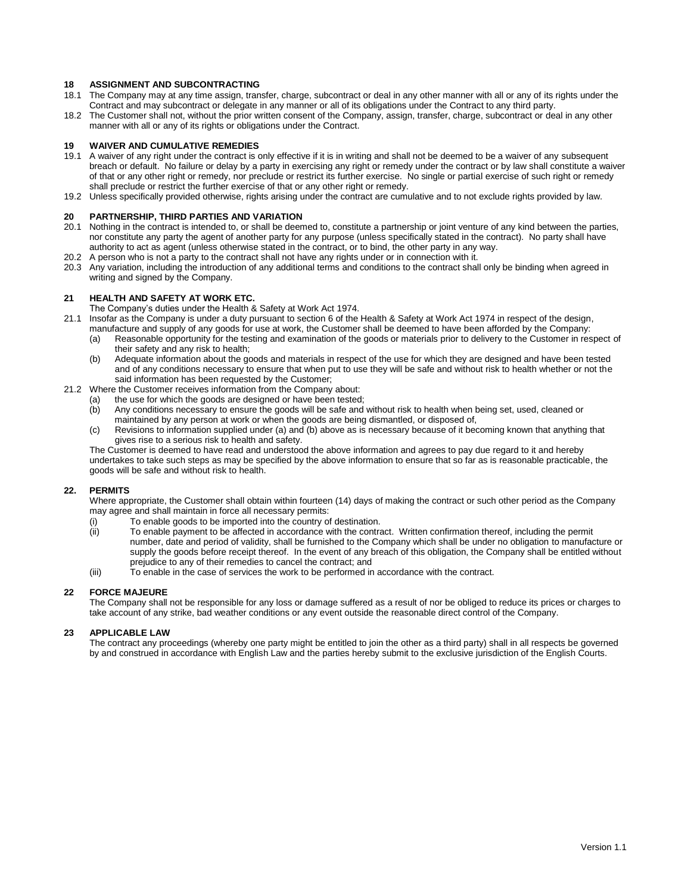## 18 ASSIGNMENT AND SUBCONTRACTING

18.1 The Company may at any time assign, transfer, charge, subcontract or deal in any other manner with all or any of its rights under the Contract and may subcontract or delegate in any manner or all of its obligations under the Contract to any third party.

18.2 The Customer shall not, without the prior written consent of the Company, assign, transfer, charge, subcontract or deal in any other manner with all or any of its rights or obligations under the Contract.

## 19 WAIVER AND CUMULATIVE REMEDIES

19.1 A waiver of any right under the contract is only effective if it is in writing and shall not be deemed to be a waiver of any subsequent breach or default. No failure or delay by a party in exercising any right or remedy under the contract or by law shall constitute a waiver of that or any other right or remedy, nor preclude or restrict its further exercise. No single or partial exercise of such right or remedy shall preclude or restrict the further exercise of that or any other right or remedy.

19.2 Unless specifically provided otherwise, rights arising under the contract are cumulative and to not exclude rights provided by law.

## 20 PARTNERSHIP, THIRD PARTIES AND VARIATION

20.1 Nothing in the contract is intended to, or shall be deemed to, constitute a partnership or joint venture of any kind between the parties, nor constitute any party the agent of another party for any purpose (unless specifically stated in the contract). No party shall have authority to act as agent (unless otherwise stated in the contract, or to bind, the other party in any way.

20.2 A person who is not a party to the contract shall not have any rights under or in connection with it.

20.3 Any variation, including the introduction of any additional terms and conditions to the contract shall only be binding when agreed in writing and signed by the Company.

## 21 HEALTH AND SAFETY AT WORK ETC.

The Company's duties under the Health & Safety at Work Act 1974.

21.1 Insofar as the Company is under a duty pursuant to section 6 of the Health & Safety at Work Act 1974 in respect of the design, manufacture and supply of any goods for use at work, the Customer shall be deemed to have been afforded by the Company:

(a) Reasonable opportunity for the testing and examination of the goods or materials prior to delivery to the Customer in respect of their safety and any risk to health;

(b) Adequate information about the goods and materials in respect of the use for which they are designed and have been tested and of any conditions necessary to ensure that when put to use they will be safe and without risk to health whether or not the said information has been requested by the Customer;

21.2 Where the Customer receives information from the Company about:

(a) the use for which the goods are designed or have been tested;

(b) Any conditions necessary to ensure the goods will be safe and without risk to health when being set, used, cleaned or maintained by any person at work or when the goods are being dismantled, or disposed of,

(c) Revisions to information supplied under (a) and (b) above as is necessary because of it becoming known that anything that gives rise to a serious risk to health and safety.

The Customer is deemed to have read and understood the above information and agrees to pay due regard to it and hereby undertakes to take such steps as may be specified by the above information to ensure that so far as is reasonable practicable, the goods will be safe and without risk to health.

## 22. PERMITS

Where appropriate, the Customer shall obtain within fourteen (14) days of making the contract or such other period as the Company may agree and shall maintain in force all necessary permits:

(i) To enable goods to be imported into the country of destination.

(ii) To enable payment to be affected in accordance with the contract. Written confirmation thereof, including the permit number, date and period of validity, shall be furnished to the Company which shall be under no obligation to manufacture or supply the goods before receipt thereof. In the event of any breach of this obligation, the Company shall be entitled without prejudice to any of their remedies to cancel the contract; and

(iii) To enable in the case of services the work to be performed in accordance with the contract.

## 22 FORCE MAJEURE

The Company shall not be responsible for any loss or damage suffered as a result of nor be obliged to reduce its prices or charges to take account of any strike, bad weather conditions or any event outside the reasonable direct control of the Company.

## 23 APPLICABLE LAW

The contract any proceedings (whereby one party might be entitled to join the other as a third party) shall in all respects be governed by and construed in accordance with English Law and the parties hereby submit to the exclusive jurisdiction of the English Courts.

Version 1.1